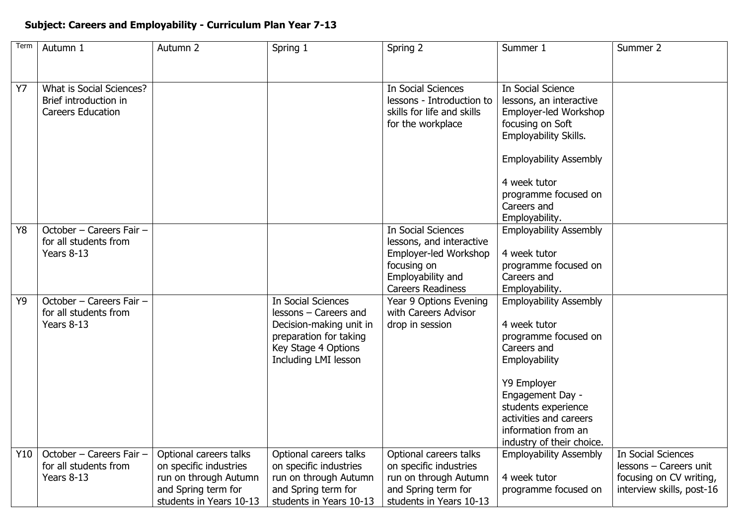**Subject: Careers and Employability - Curriculum Plan Year 7-13**

| Term | Autumn 1 | Autumn 2 | Spring 1 | Spring 2 | Summer 1 | Summer 2 |
|---|---|---|---|---|---|---|
| Y7 | What is Social Sciences? Brief introduction in Careers Education | | | In Social Sciences lessons - Introduction to skills for life and skills for the workplace | In Social Science lessons, an interactive Employer-led Workshop focusing on Soft Employability Skills.<br><br>Employability Assembly<br><br>4 week tutor programme focused on Careers and Employability. | |
| Y8 | October – Careers Fair – for all students from Years 8-13 | | | In Social Sciences lessons, and interactive Employer-led Workshop focusing on Employability and Careers Readiness | Employability Assembly<br><br>4 week tutor programme focused on Careers and Employability. | |
| Y9 | October – Careers Fair – for all students from Years 8-13 | | In Social Sciences lessons – Careers and Decision-making unit in preparation for taking Key Stage 4 Options Including LMI lesson | Year 9 Options Evening with Careers Advisor drop in session | Employability Assembly<br><br>4 week tutor programme focused on Careers and Employability<br><br>Y9 Employer Engagement Day - students experience activities and careers information from an industry of their choice. | |
| Y10 | October – Careers Fair – for all students from Years 8-13 | Optional careers talks on specific industries run on through Autumn and Spring term for students in Years 10-13 | Optional careers talks on specific industries run on through Autumn and Spring term for students in Years 10-13 | Optional careers talks on specific industries run on through Autumn and Spring term for students in Years 10-13 | Employability Assembly<br><br>4 week tutor programme focused on | In Social Sciences lessons – Careers unit focusing on CV writing, interview skills, post-16 |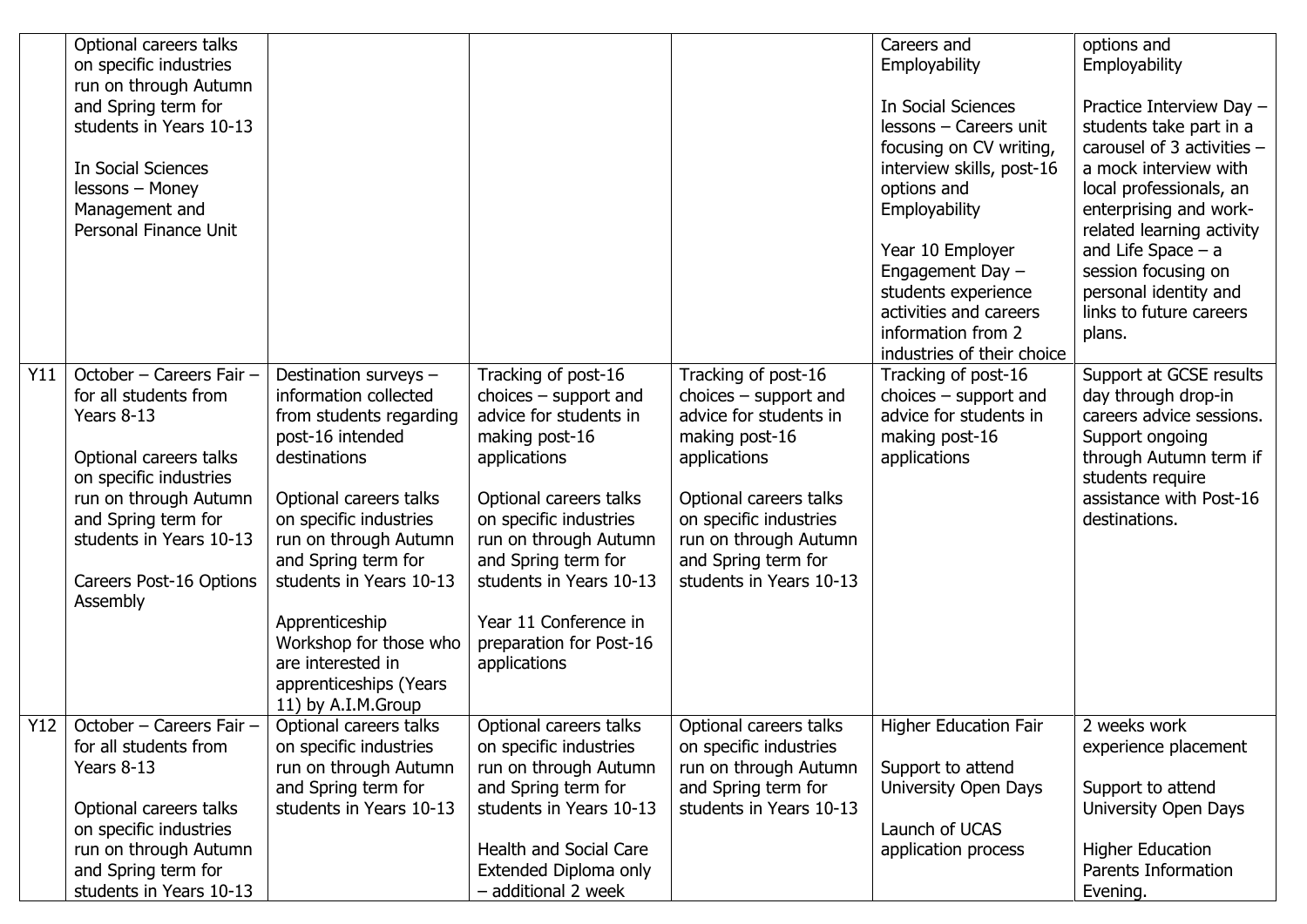| | | | | | | |
|---|---|---|---|---|---|---|
| | Optional careers talks on specific industries run on through Autumn and Spring term for students in Years 10-13<br><br>In Social Sciences lessons – Money Management and Personal Finance Unit | | | | Careers and Employability<br><br>In Social Sciences lessons – Careers unit focusing on CV writing, interview skills, post-16 options and Employability<br><br>Year 10 Employer Engagement Day – students experience activities and careers information from 2 industries of their choice | options and Employability<br><br>Practice Interview Day – students take part in a carousel of 3 activities – a mock interview with local professionals, an enterprising and work-related learning activity and Life Space – a session focusing on personal identity and links to future careers plans. |
| Y11 | October – Careers Fair – for all students from Years 8-13<br><br>Optional careers talks on specific industries run on through Autumn and Spring term for students in Years 10-13<br><br>Careers Post-16 Options Assembly | Destination surveys – information collected from students regarding post-16 intended destinations<br><br>Optional careers talks on specific industries run on through Autumn and Spring term for students in Years 10-13<br><br>Apprenticeship Workshop for those who are interested in apprenticeships (Years 11) by A.I.M.Group | Tracking of post-16 choices – support and advice for students in making post-16 applications<br><br>Optional careers talks on specific industries run on through Autumn and Spring term for students in Years 10-13<br><br>Year 11 Conference in preparation for Post-16 applications | Tracking of post-16 choices – support and advice for students in making post-16 applications<br><br>Optional careers talks on specific industries run on through Autumn and Spring term for students in Years 10-13 | Tracking of post-16 choices – support and advice for students in making post-16 applications | Support at GCSE results day through drop-in careers advice sessions. Support ongoing through Autumn term if students require assistance with Post-16 destinations. |
| Y12 | October – Careers Fair – for all students from Years 8-13<br><br>Optional careers talks on specific industries run on through Autumn and Spring term for students in Years 10-13 | Optional careers talks on specific industries run on through Autumn and Spring term for students in Years 10-13 | Optional careers talks on specific industries run on through Autumn and Spring term for students in Years 10-13<br><br>Health and Social Care Extended Diploma only – additional 2 week | Optional careers talks on specific industries run on through Autumn and Spring term for students in Years 10-13 | Higher Education Fair<br><br>Support to attend University Open Days<br><br>Launch of UCAS application process | 2 weeks work experience placement<br><br>Support to attend University Open Days<br><br>Higher Education Parents Information Evening. |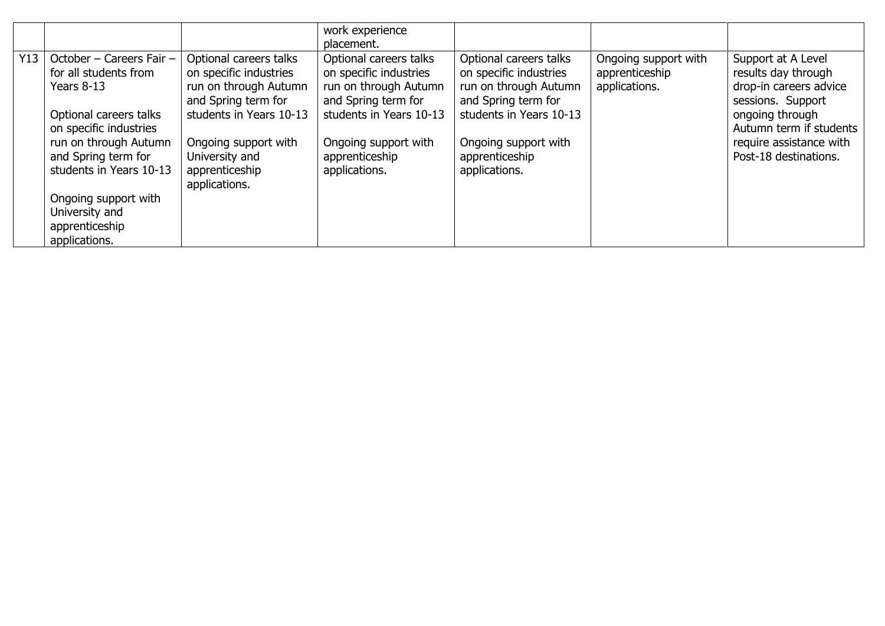| | | | | | | |
|---|---|---|---|---|---|---|
| | | | work experience placement. | | | |
| Y13 | October – Careers Fair – for all students from Years 8-13<br><br>Optional careers talks on specific industries run on through Autumn and Spring term for students in Years 10-13<br><br>Ongoing support with University and apprenticeship applications. | Optional careers talks on specific industries run on through Autumn and Spring term for students in Years 10-13<br><br>Ongoing support with University and apprenticeship applications. | Optional careers talks on specific industries run on through Autumn and Spring term for students in Years 10-13<br><br>Ongoing support with apprenticeship applications. | Optional careers talks on specific industries run on through Autumn and Spring term for students in Years 10-13<br><br>Ongoing support with apprenticeship applications. | Ongoing support with apprenticeship applications. | Support at A Level results day through drop-in careers advice sessions. Support ongoing through Autumn term if students require assistance with Post-18 destinations. |